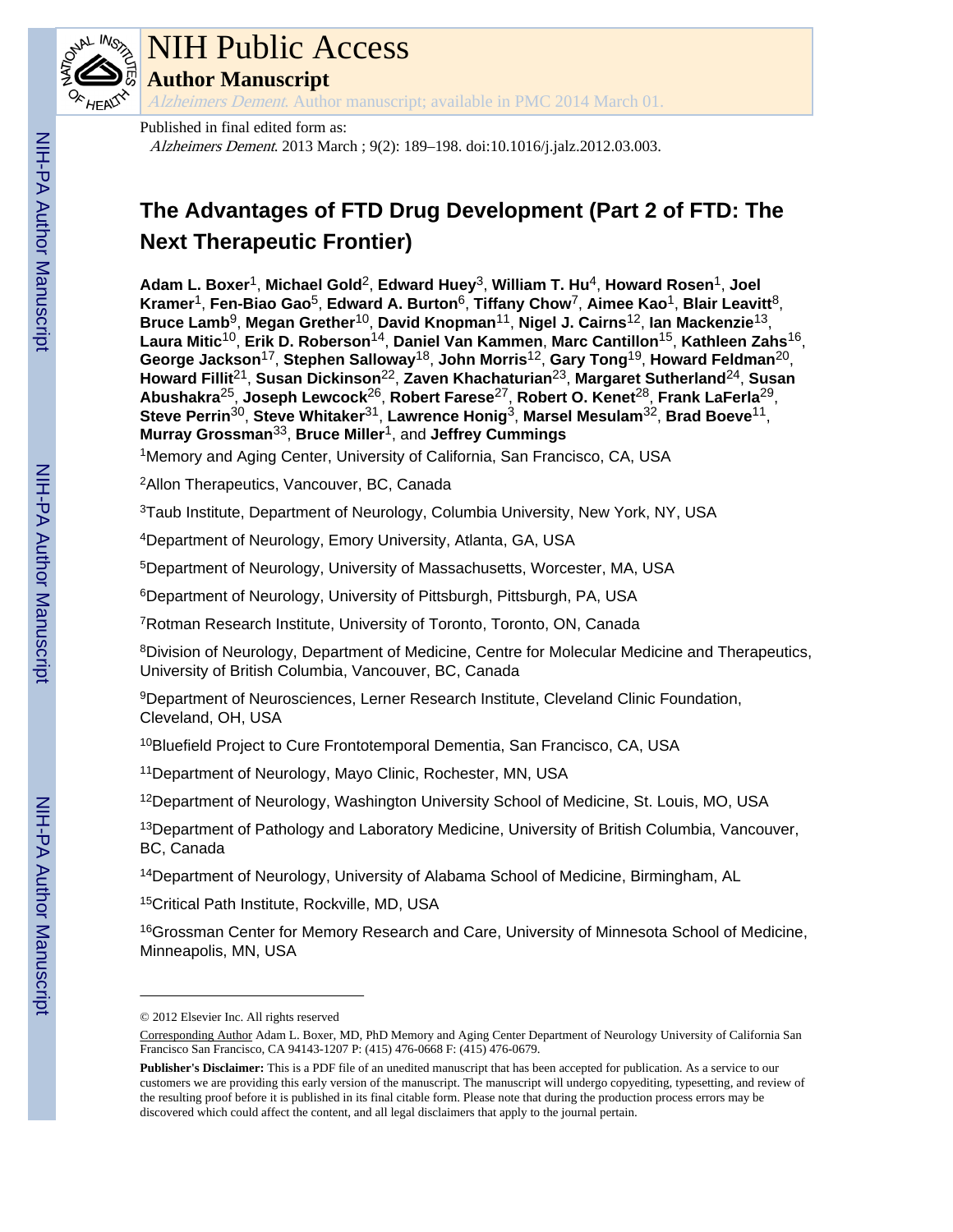# NIH Public Access

## Author Manuscript

*Alzheimers Dement.* Author manuscript; available in PMC 2014 March 01.

Published in final edited form as:

*Alzheimers Dement*. 2013 March ; 9(2): 189–198. doi:10.1016/j.jalz.2012.03.003.

# The Advantages of FTD Drug Development (Part 2 of FTD: The Next Therapeutic Frontier)

**Adam L. Boxer**[1], **Michael Gold**[2], **Edward Huey**[3], **William T. Hu**[4], **Howard Rosen**[1], **Joel Kramer**[1], **Fen-Biao Gao**[5], **Edward A. Burton**[6], **Tiffany Chow**[7], **Aimee Kao**[1], **Blair Leavitt**[8], **Bruce Lamb**[9], **Megan Grether**[10], **David Knopman**[11], **Nigel J. Cairns**[12], **Ian Mackenzie**[13], **Laura Mitic**[10], **Erik D. Roberson**[14], **Daniel Van Kammen**, **Marc Cantillon**[15], **Kathleen Zahs**[16], **George Jackson**[17], **Stephen Salloway**[18], **John Morris**[12], **Gary Tong**[19], **Howard Feldman**[20], **Howard Fillit**[21], **Susan Dickinson**[22], **Zaven Khachaturian**[23], **Margaret Sutherland**[24], **Susan Abushakra**[25], **Joseph Lewcock**[26], **Robert Farese**[27], **Robert O. Kenet**[28], **Frank LaFerla**[29], **Steve Perrin**[30], **Steve Whitaker**[31], **Lawrence Honig**[3], **Marsel Mesulam**[32], **Brad Boeve**[11], **Murray Grossman**[33], **Bruce Miller**[1], and **Jeffrey Cummings**

[1]Memory and Aging Center, University of California, San Francisco, CA, USA

[2]Allon Therapeutics, Vancouver, BC, Canada

[3]Taub Institute, Department of Neurology, Columbia University, New York, NY, USA

[4]Department of Neurology, Emory University, Atlanta, GA, USA

[5]Department of Neurology, University of Massachusetts, Worcester, MA, USA

[6]Department of Neurology, University of Pittsburgh, Pittsburgh, PA, USA

[7]Rotman Research Institute, University of Toronto, Toronto, ON, Canada

[8]Division of Neurology, Department of Medicine, Centre for Molecular Medicine and Therapeutics, University of British Columbia, Vancouver, BC, Canada

[9]Department of Neurosciences, Lerner Research Institute, Cleveland Clinic Foundation, Cleveland, OH, USA

[10]Bluefield Project to Cure Frontotemporal Dementia, San Francisco, CA, USA

[11]Department of Neurology, Mayo Clinic, Rochester, MN, USA

[12]Department of Neurology, Washington University School of Medicine, St. Louis, MO, USA

[13]Department of Pathology and Laboratory Medicine, University of British Columbia, Vancouver, BC, Canada

[14]Department of Neurology, University of Alabama School of Medicine, Birmingham, AL

[15]Critical Path Institute, Rockville, MD, USA

[16]Grossman Center for Memory Research and Care, University of Minnesota School of Medicine, Minneapolis, MN, USA

© 2012 Elsevier Inc. All rights reserved

Corresponding Author Adam L. Boxer, MD, PhD Memory and Aging Center Department of Neurology University of California San Francisco San Francisco, CA 94143-1207 P: (415) 476-0668 F: (415) 476-0679.

**Publisher's Disclaimer:** This is a PDF file of an unedited manuscript that has been accepted for publication. As a service to our customers we are providing this early version of the manuscript. The manuscript will undergo copyediting, typesetting, and review of the resulting proof before it is published in its final citable form. Please note that during the production process errors may be discovered which could affect the content, and all legal disclaimers that apply to the journal pertain.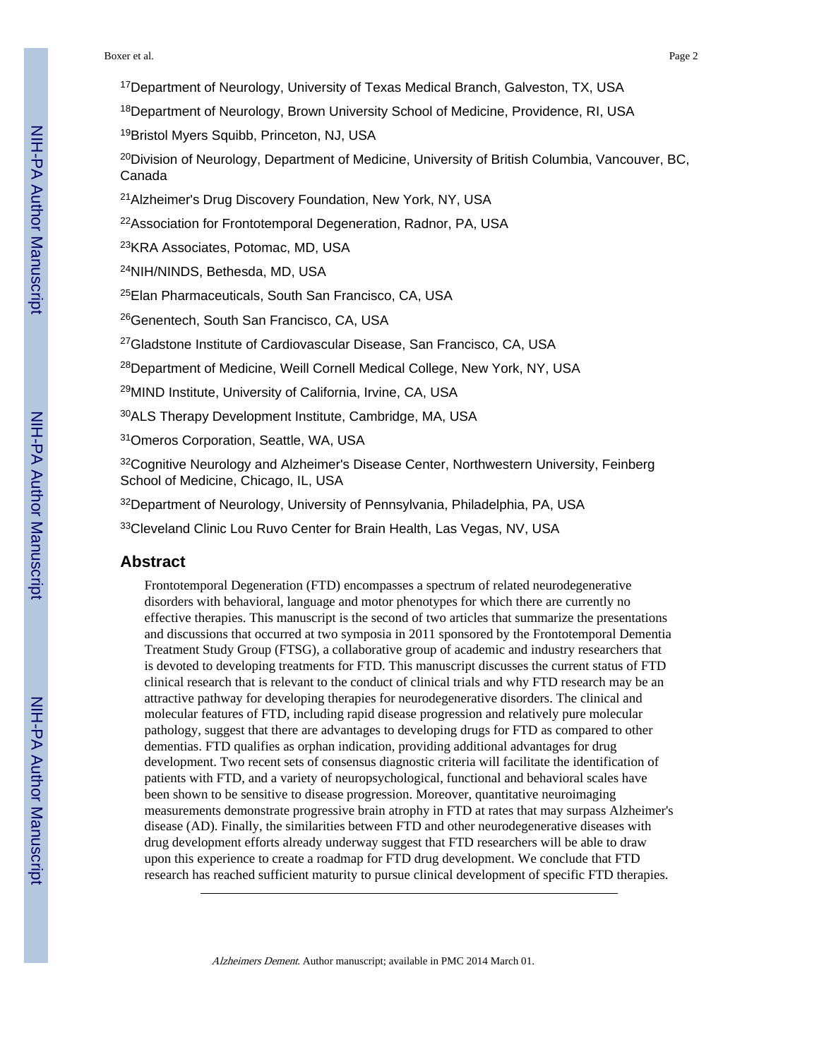[17]Department of Neurology, University of Texas Medical Branch, Galveston, TX, USA

[18]Department of Neurology, Brown University School of Medicine, Providence, RI, USA

[19]Bristol Myers Squibb, Princeton, NJ, USA

[20]Division of Neurology, Department of Medicine, University of British Columbia, Vancouver, BC, Canada

[21]Alzheimer's Drug Discovery Foundation, New York, NY, USA

[22]Association for Frontotemporal Degeneration, Radnor, PA, USA

[23]KRA Associates, Potomac, MD, USA

[24]NIH/NINDS, Bethesda, MD, USA

[25]Elan Pharmaceuticals, South San Francisco, CA, USA

[26]Genentech, South San Francisco, CA, USA

[27]Gladstone Institute of Cardiovascular Disease, San Francisco, CA, USA

[28]Department of Medicine, Weill Cornell Medical College, New York, NY, USA

[29]MIND Institute, University of California, Irvine, CA, USA

[30]ALS Therapy Development Institute, Cambridge, MA, USA

[31]Omeros Corporation, Seattle, WA, USA

[32]Cognitive Neurology and Alzheimer's Disease Center, Northwestern University, Feinberg School of Medicine, Chicago, IL, USA

[32]Department of Neurology, University of Pennsylvania, Philadelphia, PA, USA

[33]Cleveland Clinic Lou Ruvo Center for Brain Health, Las Vegas, NV, USA

## Abstract

Frontotemporal Degeneration (FTD) encompasses a spectrum of related neurodegenerative disorders with behavioral, language and motor phenotypes for which there are currently no effective therapies. This manuscript is the second of two articles that summarize the presentations and discussions that occurred at two symposia in 2011 sponsored by the Frontotemporal Dementia Treatment Study Group (FTSG), a collaborative group of academic and industry researchers that is devoted to developing treatments for FTD. This manuscript discusses the current status of FTD clinical research that is relevant to the conduct of clinical trials and why FTD research may be an attractive pathway for developing therapies for neurodegenerative disorders. The clinical and molecular features of FTD, including rapid disease progression and relatively pure molecular pathology, suggest that there are advantages to developing drugs for FTD as compared to other dementias. FTD qualifies as orphan indication, providing additional advantages for drug development. Two recent sets of consensus diagnostic criteria will facilitate the identification of patients with FTD, and a variety of neuropsychological, functional and behavioral scales have been shown to be sensitive to disease progression. Moreover, quantitative neuroimaging measurements demonstrate progressive brain atrophy in FTD at rates that may surpass Alzheimer's disease (AD). Finally, the similarities between FTD and other neurodegenerative diseases with drug development efforts already underway suggest that FTD researchers will be able to draw upon this experience to create a roadmap for FTD drug development. We conclude that FTD research has reached sufficient maturity to pursue clinical development of specific FTD therapies.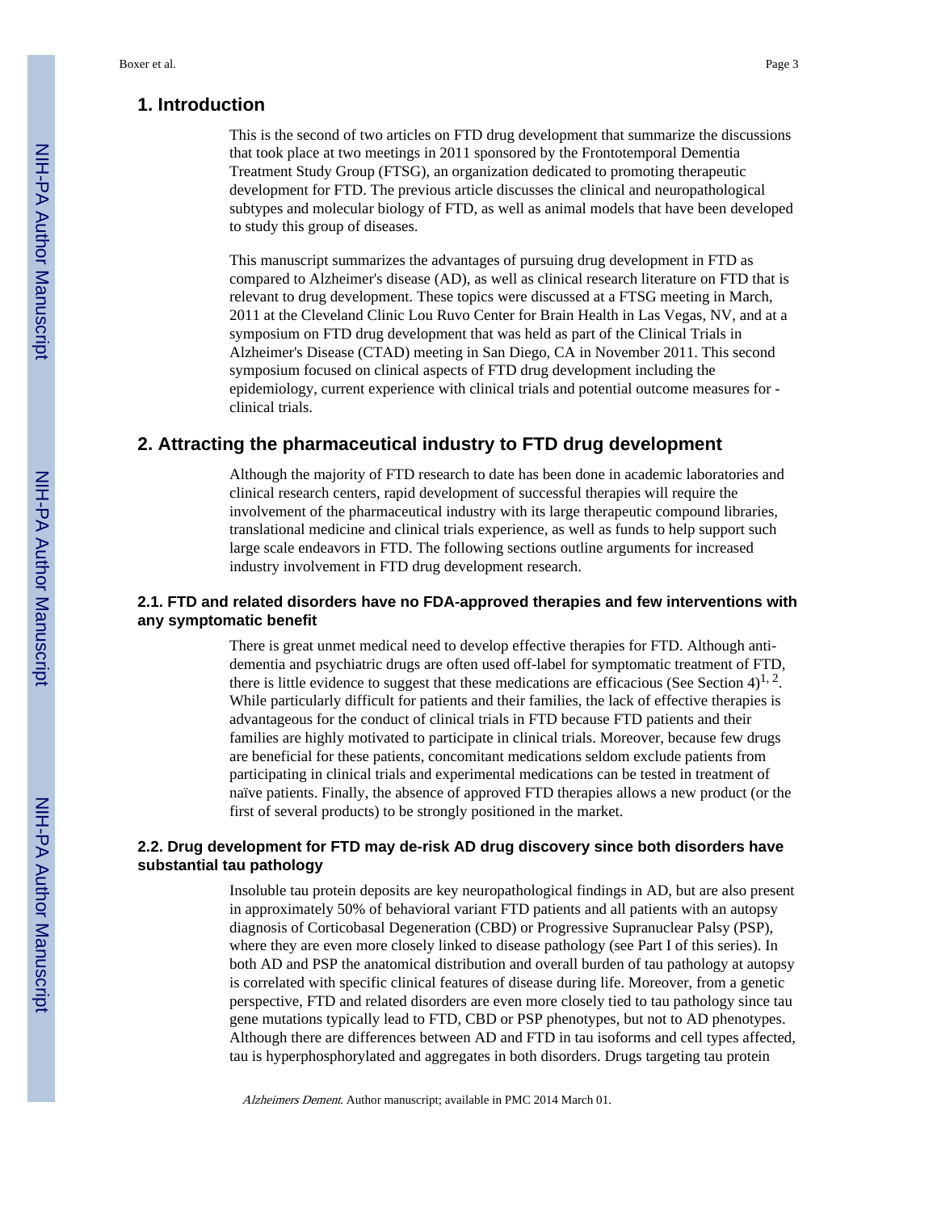## 1. Introduction

This is the second of two articles on FTD drug development that summarize the discussions that took place at two meetings in 2011 sponsored by the Frontotemporal Dementia Treatment Study Group (FTSG), an organization dedicated to promoting therapeutic development for FTD. The previous article discusses the clinical and neuropathological subtypes and molecular biology of FTD, as well as animal models that have been developed to study this group of diseases.

This manuscript summarizes the advantages of pursuing drug development in FTD as compared to Alzheimer's disease (AD), as well as clinical research literature on FTD that is relevant to drug development. These topics were discussed at a FTSG meeting in March, 2011 at the Cleveland Clinic Lou Ruvo Center for Brain Health in Las Vegas, NV, and at a symposium on FTD drug development that was held as part of the Clinical Trials in Alzheimer's Disease (CTAD) meeting in San Diego, CA in November 2011. This second symposium focused on clinical aspects of FTD drug development including the epidemiology, current experience with clinical trials and potential outcome measures for -clinical trials.

## 2. Attracting the pharmaceutical industry to FTD drug development

Although the majority of FTD research to date has been done in academic laboratories and clinical research centers, rapid development of successful therapies will require the involvement of the pharmaceutical industry with its large therapeutic compound libraries, translational medicine and clinical trials experience, as well as funds to help support such large scale endeavors in FTD. The following sections outline arguments for increased industry involvement in FTD drug development research.

### 2.1. FTD and related disorders have no FDA-approved therapies and few interventions with any symptomatic benefit

There is great unmet medical need to develop effective therapies for FTD. Although anti-dementia and psychiatric drugs are often used off-label for symptomatic treatment of FTD, there is little evidence to suggest that these medications are efficacious (See Section 4)[1, 2]. While particularly difficult for patients and their families, the lack of effective therapies is advantageous for the conduct of clinical trials in FTD because FTD patients and their families are highly motivated to participate in clinical trials. Moreover, because few drugs are beneficial for these patients, concomitant medications seldom exclude patients from participating in clinical trials and experimental medications can be tested in treatment of naïve patients. Finally, the absence of approved FTD therapies allows a new product (or the first of several products) to be strongly positioned in the market.

### 2.2. Drug development for FTD may de-risk AD drug discovery since both disorders have substantial tau pathology

Insoluble tau protein deposits are key neuropathological findings in AD, but are also present in approximately 50% of behavioral variant FTD patients and all patients with an autopsy diagnosis of Corticobasal Degeneration (CBD) or Progressive Supranuclear Palsy (PSP), where they are even more closely linked to disease pathology (see Part I of this series). In both AD and PSP the anatomical distribution and overall burden of tau pathology at autopsy is correlated with specific clinical features of disease during life. Moreover, from a genetic perspective, FTD and related disorders are even more closely tied to tau pathology since tau gene mutations typically lead to FTD, CBD or PSP phenotypes, but not to AD phenotypes. Although there are differences between AD and FTD in tau isoforms and cell types affected, tau is hyperphosphorylated and aggregates in both disorders. Drugs targeting tau protein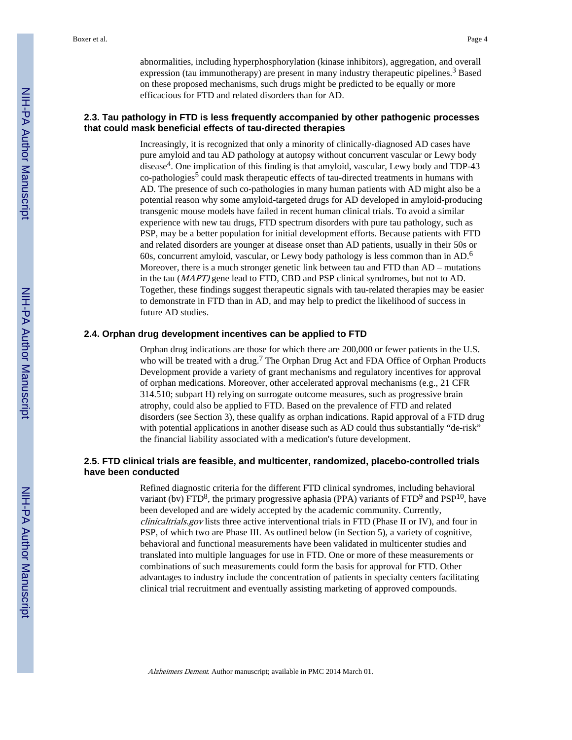abnormalities, including hyperphosphorylation (kinase inhibitors), aggregation, and overall expression (tau immunotherapy) are present in many industry therapeutic pipelines.[3] Based on these proposed mechanisms, such drugs might be predicted to be equally or more efficacious for FTD and related disorders than for AD.

### 2.3. Tau pathology in FTD is less frequently accompanied by other pathogenic processes that could mask beneficial effects of tau-directed therapies

Increasingly, it is recognized that only a minority of clinically-diagnosed AD cases have pure amyloid and tau AD pathology at autopsy without concurrent vascular or Lewy body disease[4]. One implication of this finding is that amyloid, vascular, Lewy body and TDP-43 co-pathologies[5] could mask therapeutic effects of tau-directed treatments in humans with AD. The presence of such co-pathologies in many human patients with AD might also be a potential reason why some amyloid-targeted drugs for AD developed in amyloid-producing transgenic mouse models have failed in recent human clinical trials. To avoid a similar experience with new tau drugs, FTD spectrum disorders with pure tau pathology, such as PSP, may be a better population for initial development efforts. Because patients with FTD and related disorders are younger at disease onset than AD patients, usually in their 50s or 60s, concurrent amyloid, vascular, or Lewy body pathology is less common than in AD.[6] Moreover, there is a much stronger genetic link between tau and FTD than AD – mutations in the tau (*MAPT)* gene lead to FTD, CBD and PSP clinical syndromes, but not to AD. Together, these findings suggest therapeutic signals with tau-related therapies may be easier to demonstrate in FTD than in AD, and may help to predict the likelihood of success in future AD studies.

### 2.4. Orphan drug development incentives can be applied to FTD

Orphan drug indications are those for which there are 200,000 or fewer patients in the U.S. who will be treated with a drug.[7] The Orphan Drug Act and FDA Office of Orphan Products Development provide a variety of grant mechanisms and regulatory incentives for approval of orphan medications. Moreover, other accelerated approval mechanisms (e.g., 21 CFR 314.510; subpart H) relying on surrogate outcome measures, such as progressive brain atrophy, could also be applied to FTD. Based on the prevalence of FTD and related disorders (see Section 3), these qualify as orphan indications. Rapid approval of a FTD drug with potential applications in another disease such as AD could thus substantially "de-risk" the financial liability associated with a medication's future development.

### 2.5. FTD clinical trials are feasible, and multicenter, randomized, placebo-controlled trials have been conducted

Refined diagnostic criteria for the different FTD clinical syndromes, including behavioral variant (bv) FTD[8], the primary progressive aphasia (PPA) variants of FTD[9] and PSP[10], have been developed and are widely accepted by the academic community. Currently, *clinicaltrials.gov* lists three active interventional trials in FTD (Phase II or IV), and four in PSP, of which two are Phase III. As outlined below (in Section 5), a variety of cognitive, behavioral and functional measurements have been validated in multicenter studies and translated into multiple languages for use in FTD. One or more of these measurements or combinations of such measurements could form the basis for approval for FTD. Other advantages to industry include the concentration of patients in specialty centers facilitating clinical trial recruitment and eventually assisting marketing of approved compounds.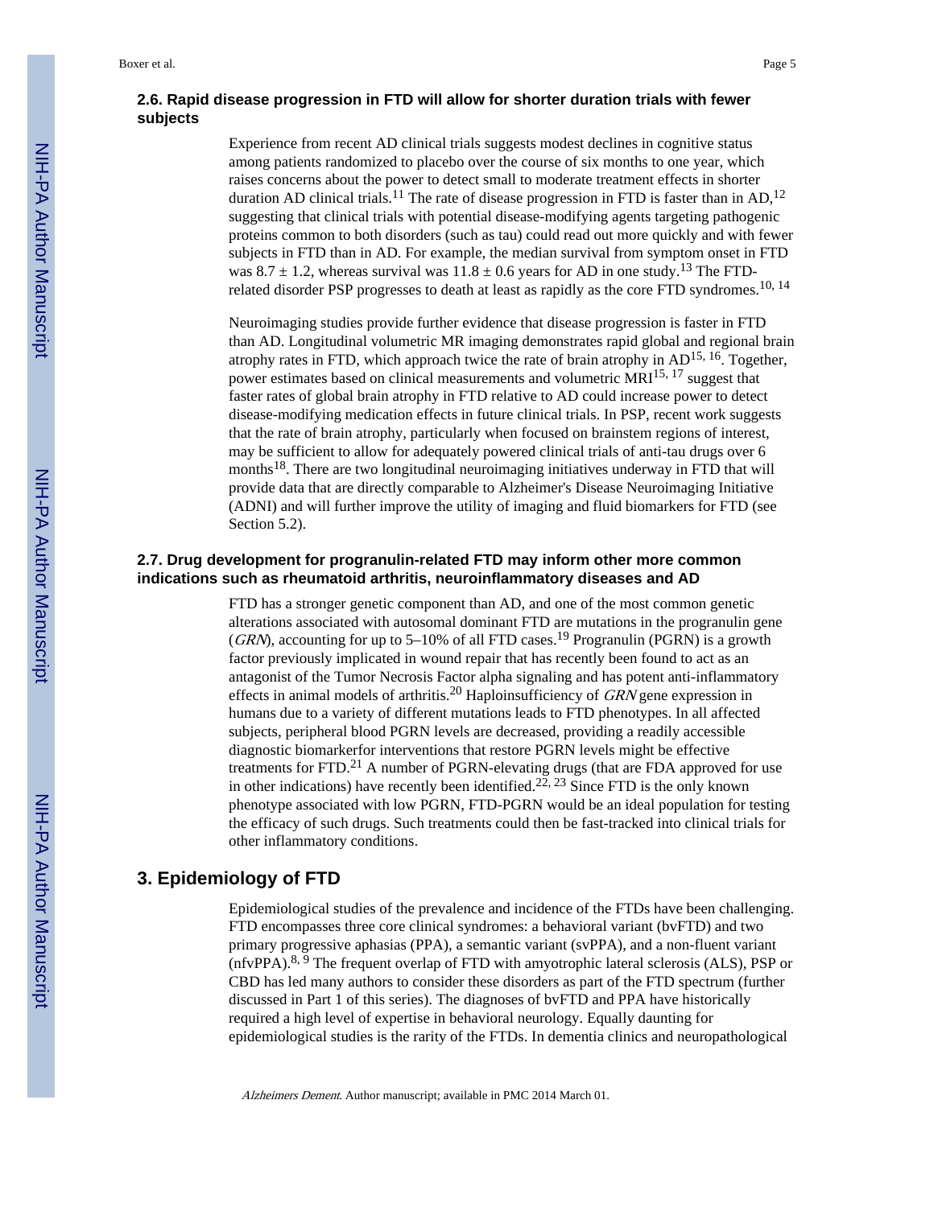### 2.6. Rapid disease progression in FTD will allow for shorter duration trials with fewer subjects

Experience from recent AD clinical trials suggests modest declines in cognitive status among patients randomized to placebo over the course of six months to one year, which raises concerns about the power to detect small to moderate treatment effects in shorter duration AD clinical trials.[11] The rate of disease progression in FTD is faster than in AD,[12] suggesting that clinical trials with potential disease-modifying agents targeting pathogenic proteins common to both disorders (such as tau) could read out more quickly and with fewer subjects in FTD than in AD. For example, the median survival from symptom onset in FTD was $8.7 \pm 1.2$, whereas survival was $11.8 \pm 0.6$ years for AD in one study.[13] The FTD-related disorder PSP progresses to death at least as rapidly as the core FTD syndromes.[10, 14]

Neuroimaging studies provide further evidence that disease progression is faster in FTD than AD. Longitudinal volumetric MR imaging demonstrates rapid global and regional brain atrophy rates in FTD, which approach twice the rate of brain atrophy in AD[15, 16]. Together, power estimates based on clinical measurements and volumetric MRI[15, 17] suggest that faster rates of global brain atrophy in FTD relative to AD could increase power to detect disease-modifying medication effects in future clinical trials. In PSP, recent work suggests that the rate of brain atrophy, particularly when focused on brainstem regions of interest, may be sufficient to allow for adequately powered clinical trials of anti-tau drugs over 6 months[18]. There are two longitudinal neuroimaging initiatives underway in FTD that will provide data that are directly comparable to Alzheimer's Disease Neuroimaging Initiative (ADNI) and will further improve the utility of imaging and fluid biomarkers for FTD (see Section 5.2).

### 2.7. Drug development for progranulin-related FTD may inform other more common indications such as rheumatoid arthritis, neuroinflammatory diseases and AD

FTD has a stronger genetic component than AD, and one of the most common genetic alterations associated with autosomal dominant FTD are mutations in the progranulin gene (*GRN*), accounting for up to 5–10% of all FTD cases.[19] Progranulin (PGRN) is a growth factor previously implicated in wound repair that has recently been found to act as an antagonist of the Tumor Necrosis Factor alpha signaling and has potent anti-inflammatory effects in animal models of arthritis.[20] Haploinsufficiency of *GRN* gene expression in humans due to a variety of different mutations leads to FTD phenotypes. In all affected subjects, peripheral blood PGRN levels are decreased, providing a readily accessible diagnostic biomarkerfor interventions that restore PGRN levels might be effective treatments for FTD.[21] A number of PGRN-elevating drugs (that are FDA approved for use in other indications) have recently been identified.[22, 23] Since FTD is the only known phenotype associated with low PGRN, FTD-PGRN would be an ideal population for testing the efficacy of such drugs. Such treatments could then be fast-tracked into clinical trials for other inflammatory conditions.

## 3. Epidemiology of FTD

Epidemiological studies of the prevalence and incidence of the FTDs have been challenging. FTD encompasses three core clinical syndromes: a behavioral variant (bvFTD) and two primary progressive aphasias (PPA), a semantic variant (svPPA), and a non-fluent variant (nfvPPA).[8, 9] The frequent overlap of FTD with amyotrophic lateral sclerosis (ALS), PSP or CBD has led many authors to consider these disorders as part of the FTD spectrum (further discussed in Part 1 of this series). The diagnoses of bvFTD and PPA have historically required a high level of expertise in behavioral neurology. Equally daunting for epidemiological studies is the rarity of the FTDs. In dementia clinics and neuropathological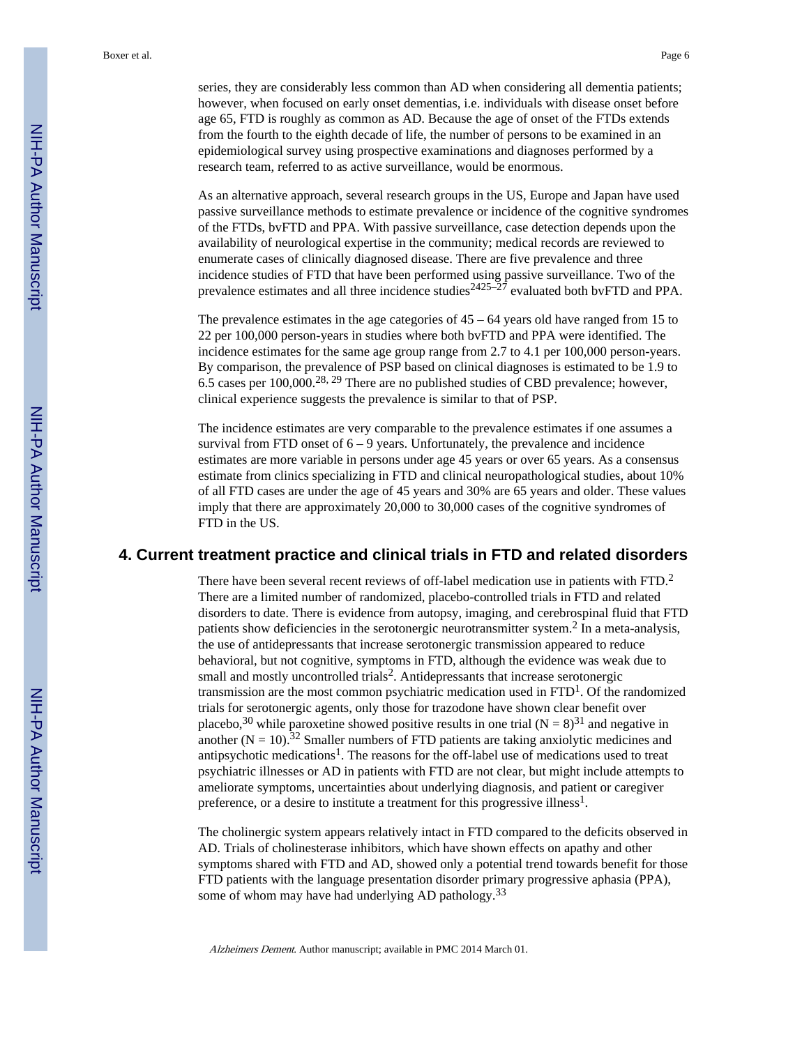series, they are considerably less common than AD when considering all dementia patients; however, when focused on early onset dementias, i.e. individuals with disease onset before age 65, FTD is roughly as common as AD. Because the age of onset of the FTDs extends from the fourth to the eighth decade of life, the number of persons to be examined in an epidemiological survey using prospective examinations and diagnoses performed by a research team, referred to as active surveillance, would be enormous.

As an alternative approach, several research groups in the US, Europe and Japan have used passive surveillance methods to estimate prevalence or incidence of the cognitive syndromes of the FTDs, bvFTD and PPA. With passive surveillance, case detection depends upon the availability of neurological expertise in the community; medical records are reviewed to enumerate cases of clinically diagnosed disease. There are five prevalence and three incidence studies of FTD that have been performed using passive surveillance. Two of the prevalence estimates and all three incidence studies[24,25–27] evaluated both bvFTD and PPA.

The prevalence estimates in the age categories of 45 – 64 years old have ranged from 15 to 22 per 100,000 person-years in studies where both bvFTD and PPA were identified. The incidence estimates for the same age group range from 2.7 to 4.1 per 100,000 person-years. By comparison, the prevalence of PSP based on clinical diagnoses is estimated to be 1.9 to 6.5 cases per 100,000.[28, 29] There are no published studies of CBD prevalence; however, clinical experience suggests the prevalence is similar to that of PSP.

The incidence estimates are very comparable to the prevalence estimates if one assumes a survival from FTD onset of 6 – 9 years. Unfortunately, the prevalence and incidence estimates are more variable in persons under age 45 years or over 65 years. As a consensus estimate from clinics specializing in FTD and clinical neuropathological studies, about 10% of all FTD cases are under the age of 45 years and 30% are 65 years and older. These values imply that there are approximately 20,000 to 30,000 cases of the cognitive syndromes of FTD in the US.

## 4. Current treatment practice and clinical trials in FTD and related disorders

There have been several recent reviews of off-label medication use in patients with FTD.[2] There are a limited number of randomized, placebo-controlled trials in FTD and related disorders to date. There is evidence from autopsy, imaging, and cerebrospinal fluid that FTD patients show deficiencies in the serotonergic neurotransmitter system.[2] In a meta-analysis, the use of antidepressants that increase serotonergic transmission appeared to reduce behavioral, but not cognitive, symptoms in FTD, although the evidence was weak due to small and mostly uncontrolled trials[2]. Antidepressants that increase serotonergic transmission are the most common psychiatric medication used in FTD[1]. Of the randomized trials for serotonergic agents, only those for trazodone have shown clear benefit over placebo,[30] while paroxetine showed positive results in one trial (N = 8)[31] and negative in another (N = 10).[32] Smaller numbers of FTD patients are taking anxiolytic medicines and antipsychotic medications[1]. The reasons for the off-label use of medications used to treat psychiatric illnesses or AD in patients with FTD are not clear, but might include attempts to ameliorate symptoms, uncertainties about underlying diagnosis, and patient or caregiver preference, or a desire to institute a treatment for this progressive illness[1].

The cholinergic system appears relatively intact in FTD compared to the deficits observed in AD. Trials of cholinesterase inhibitors, which have shown effects on apathy and other symptoms shared with FTD and AD, showed only a potential trend towards benefit for those FTD patients with the language presentation disorder primary progressive aphasia (PPA), some of whom may have had underlying AD pathology.[33]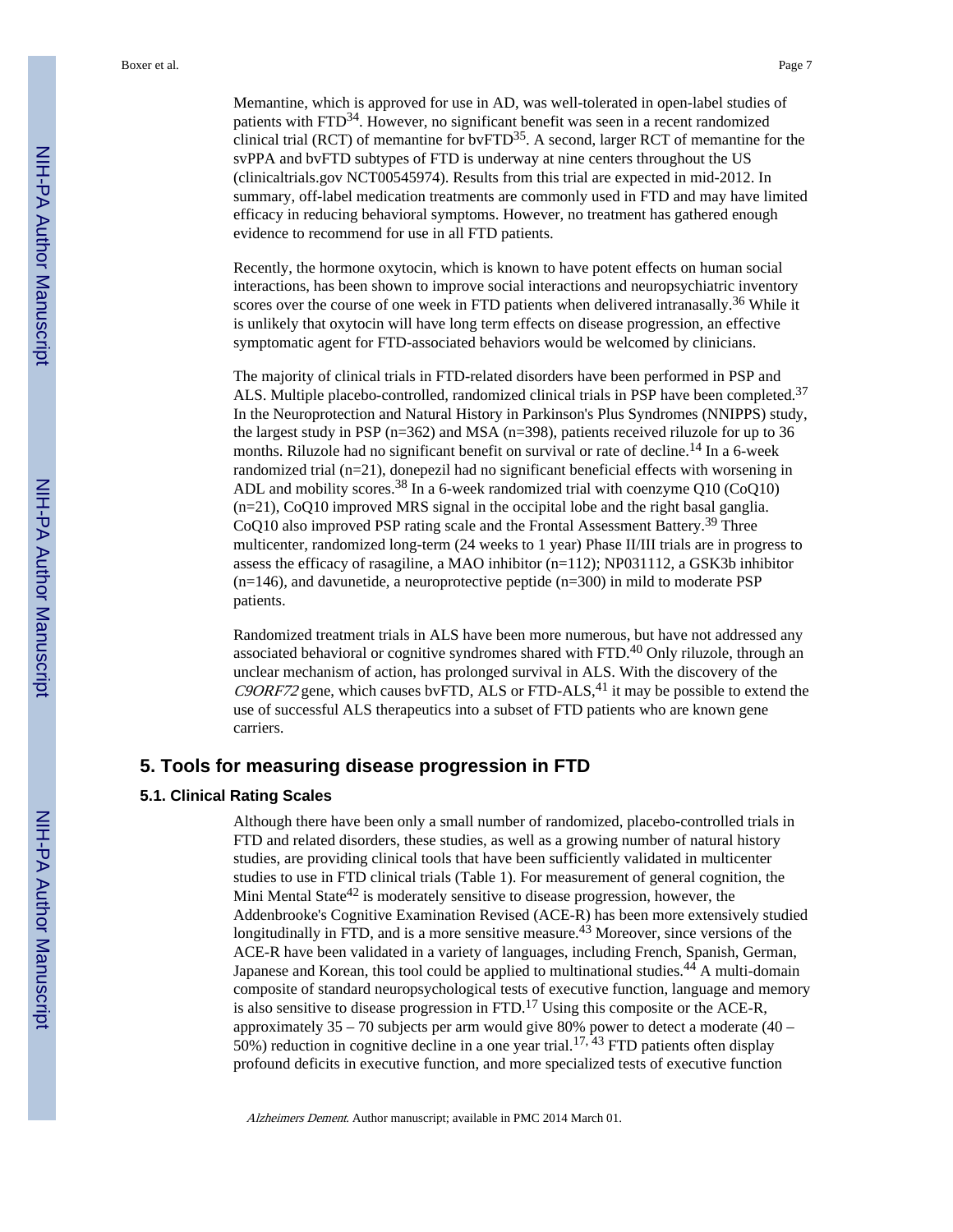Memantine, which is approved for use in AD, was well-tolerated in open-label studies of patients with FTD[34]. However, no significant benefit was seen in a recent randomized clinical trial (RCT) of memantine for bvFTD[35]. A second, larger RCT of memantine for the svPPA and bvFTD subtypes of FTD is underway at nine centers throughout the US (clinicaltrials.gov NCT00545974). Results from this trial are expected in mid-2012. In summary, off-label medication treatments are commonly used in FTD and may have limited efficacy in reducing behavioral symptoms. However, no treatment has gathered enough evidence to recommend for use in all FTD patients.

Recently, the hormone oxytocin, which is known to have potent effects on human social interactions, has been shown to improve social interactions and neuropsychiatric inventory scores over the course of one week in FTD patients when delivered intranasally.[36] While it is unlikely that oxytocin will have long term effects on disease progression, an effective symptomatic agent for FTD-associated behaviors would be welcomed by clinicians.

The majority of clinical trials in FTD-related disorders have been performed in PSP and ALS. Multiple placebo-controlled, randomized clinical trials in PSP have been completed.[37] In the Neuroprotection and Natural History in Parkinson's Plus Syndromes (NNIPPS) study, the largest study in PSP (n=362) and MSA (n=398), patients received riluzole for up to 36 months. Riluzole had no significant benefit on survival or rate of decline.[14] In a 6-week randomized trial (n=21), donepezil had no significant beneficial effects with worsening in ADL and mobility scores.[38] In a 6-week randomized trial with coenzyme Q10 (CoQ10) (n=21), CoQ10 improved MRS signal in the occipital lobe and the right basal ganglia. CoQ10 also improved PSP rating scale and the Frontal Assessment Battery.[39] Three multicenter, randomized long-term (24 weeks to 1 year) Phase II/III trials are in progress to assess the efficacy of rasagiline, a MAO inhibitor (n=112); NP031112, a GSK3b inhibitor (n=146), and davunetide, a neuroprotective peptide (n=300) in mild to moderate PSP patients.

Randomized treatment trials in ALS have been more numerous, but have not addressed any associated behavioral or cognitive syndromes shared with FTD.[40] Only riluzole, through an unclear mechanism of action, has prolonged survival in ALS. With the discovery of the *C9ORF72* gene, which causes bvFTD, ALS or FTD-ALS,[41] it may be possible to extend the use of successful ALS therapeutics into a subset of FTD patients who are known gene carriers.

## 5. Tools for measuring disease progression in FTD

### 5.1. Clinical Rating Scales

Although there have been only a small number of randomized, placebo-controlled trials in FTD and related disorders, these studies, as well as a growing number of natural history studies, are providing clinical tools that have been sufficiently validated in multicenter studies to use in FTD clinical trials (Table 1). For measurement of general cognition, the Mini Mental State[42] is moderately sensitive to disease progression, however, the Addenbrooke's Cognitive Examination Revised (ACE-R) has been more extensively studied longitudinally in FTD, and is a more sensitive measure.[43] Moreover, since versions of the ACE-R have been validated in a variety of languages, including French, Spanish, German, Japanese and Korean, this tool could be applied to multinational studies.[44] A multi-domain composite of standard neuropsychological tests of executive function, language and memory is also sensitive to disease progression in FTD.[17] Using this composite or the ACE-R, approximately 35 – 70 subjects per arm would give 80% power to detect a moderate (40 – 50%) reduction in cognitive decline in a one year trial.[17, 43] FTD patients often display profound deficits in executive function, and more specialized tests of executive function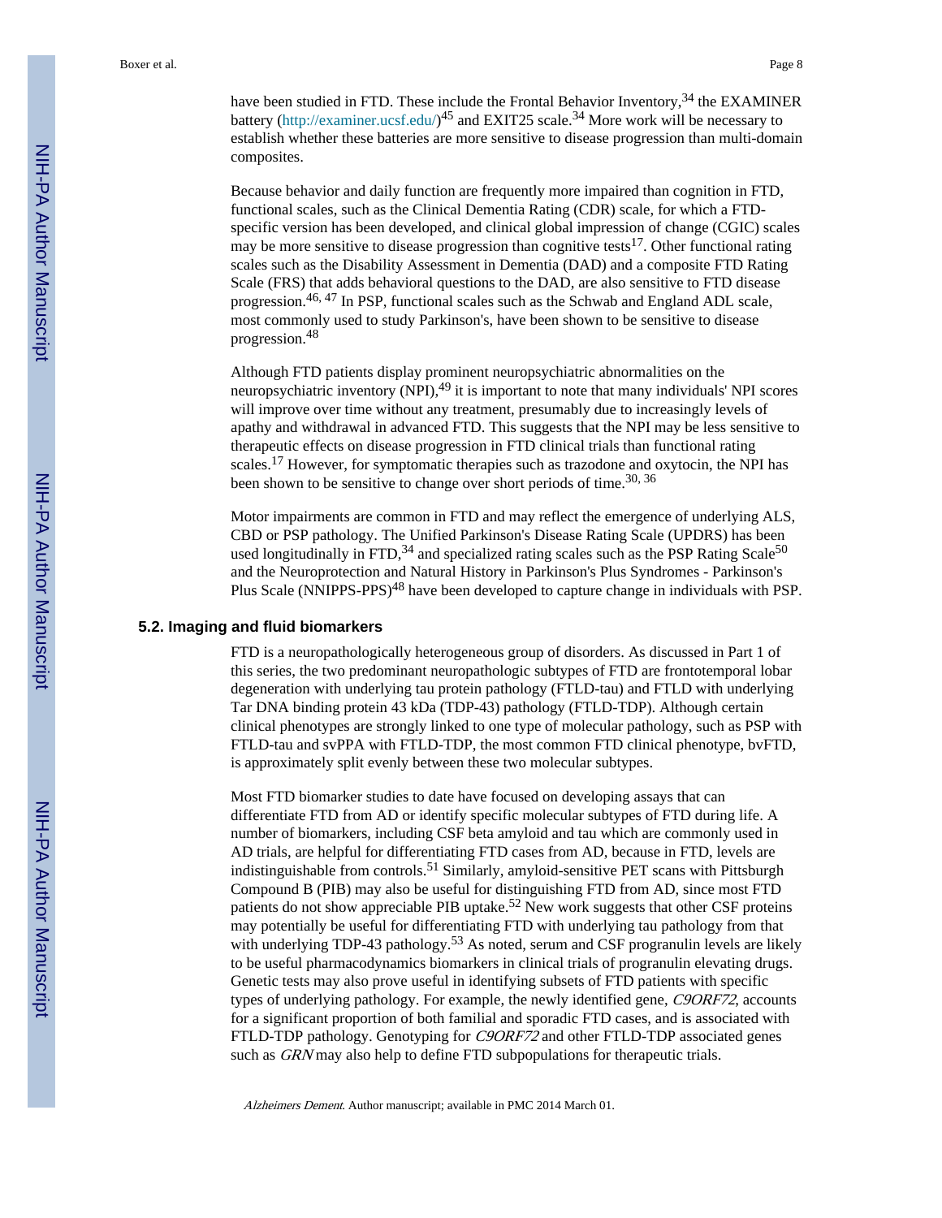have been studied in FTD. These include the Frontal Behavior Inventory,[34] the EXAMINER battery (http://examiner.ucsf.edu/)[45] and EXIT25 scale.[34] More work will be necessary to establish whether these batteries are more sensitive to disease progression than multi-domain composites.

Because behavior and daily function are frequently more impaired than cognition in FTD, functional scales, such as the Clinical Dementia Rating (CDR) scale, for which a FTD-specific version has been developed, and clinical global impression of change (CGIC) scales may be more sensitive to disease progression than cognitive tests[17]. Other functional rating scales such as the Disability Assessment in Dementia (DAD) and a composite FTD Rating Scale (FRS) that adds behavioral questions to the DAD, are also sensitive to FTD disease progression.[46, 47] In PSP, functional scales such as the Schwab and England ADL scale, most commonly used to study Parkinson's, have been shown to be sensitive to disease progression.[48]

Although FTD patients display prominent neuropsychiatric abnormalities on the neuropsychiatric inventory (NPI),[49] it is important to note that many individuals' NPI scores will improve over time without any treatment, presumably due to increasingly levels of apathy and withdrawal in advanced FTD. This suggests that the NPI may be less sensitive to therapeutic effects on disease progression in FTD clinical trials than functional rating scales.[17] However, for symptomatic therapies such as trazodone and oxytocin, the NPI has been shown to be sensitive to change over short periods of time.[30, 36]

Motor impairments are common in FTD and may reflect the emergence of underlying ALS, CBD or PSP pathology. The Unified Parkinson's Disease Rating Scale (UPDRS) has been used longitudinally in FTD,[34] and specialized rating scales such as the PSP Rating Scale[50] and the Neuroprotection and Natural History in Parkinson's Plus Syndromes - Parkinson's Plus Scale (NNIPPS-PPS)[48] have been developed to capture change in individuals with PSP.

### 5.2. Imaging and fluid biomarkers

FTD is a neuropathologically heterogeneous group of disorders. As discussed in Part 1 of this series, the two predominant neuropathologic subtypes of FTD are frontotemporal lobar degeneration with underlying tau protein pathology (FTLD-tau) and FTLD with underlying Tar DNA binding protein 43 kDa (TDP-43) pathology (FTLD-TDP). Although certain clinical phenotypes are strongly linked to one type of molecular pathology, such as PSP with FTLD-tau and svPPA with FTLD-TDP, the most common FTD clinical phenotype, bvFTD, is approximately split evenly between these two molecular subtypes.

Most FTD biomarker studies to date have focused on developing assays that can differentiate FTD from AD or identify specific molecular subtypes of FTD during life. A number of biomarkers, including CSF beta amyloid and tau which are commonly used in AD trials, are helpful for differentiating FTD cases from AD, because in FTD, levels are indistinguishable from controls.[51] Similarly, amyloid-sensitive PET scans with Pittsburgh Compound B (PIB) may also be useful for distinguishing FTD from AD, since most FTD patients do not show appreciable PIB uptake.[52] New work suggests that other CSF proteins may potentially be useful for differentiating FTD with underlying tau pathology from that with underlying TDP-43 pathology.[53] As noted, serum and CSF progranulin levels are likely to be useful pharmacodynamics biomarkers in clinical trials of progranulin elevating drugs. Genetic tests may also prove useful in identifying subsets of FTD patients with specific types of underlying pathology. For example, the newly identified gene, *C9ORF72*, accounts for a significant proportion of both familial and sporadic FTD cases, and is associated with FTLD-TDP pathology. Genotyping for *C9ORF72* and other FTLD-TDP associated genes such as *GRN* may also help to define FTD subpopulations for therapeutic trials.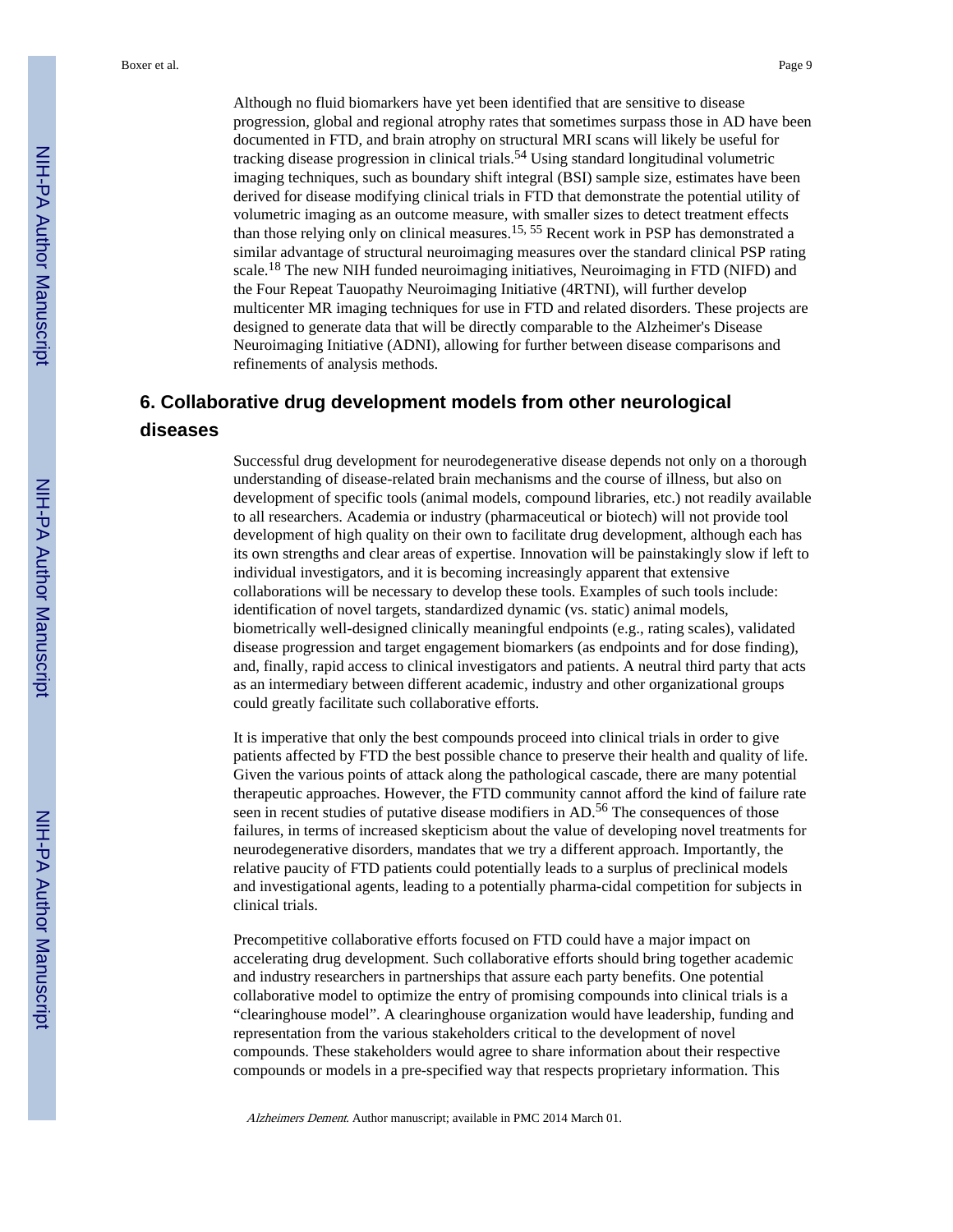Although no fluid biomarkers have yet been identified that are sensitive to disease progression, global and regional atrophy rates that sometimes surpass those in AD have been documented in FTD, and brain atrophy on structural MRI scans will likely be useful for tracking disease progression in clinical trials.[54] Using standard longitudinal volumetric imaging techniques, such as boundary shift integral (BSI) sample size, estimates have been derived for disease modifying clinical trials in FTD that demonstrate the potential utility of volumetric imaging as an outcome measure, with smaller sizes to detect treatment effects than those relying only on clinical measures.[15, 55] Recent work in PSP has demonstrated a similar advantage of structural neuroimaging measures over the standard clinical PSP rating scale.[18] The new NIH funded neuroimaging initiatives, Neuroimaging in FTD (NIFD) and the Four Repeat Tauopathy Neuroimaging Initiative (4RTNI), will further develop multicenter MR imaging techniques for use in FTD and related disorders. These projects are designed to generate data that will be directly comparable to the Alzheimer's Disease Neuroimaging Initiative (ADNI), allowing for further between disease comparisons and refinements of analysis methods.

## 6. Collaborative drug development models from other neurological diseases

Successful drug development for neurodegenerative disease depends not only on a thorough understanding of disease-related brain mechanisms and the course of illness, but also on development of specific tools (animal models, compound libraries, etc.) not readily available to all researchers. Academia or industry (pharmaceutical or biotech) will not provide tool development of high quality on their own to facilitate drug development, although each has its own strengths and clear areas of expertise. Innovation will be painstakingly slow if left to individual investigators, and it is becoming increasingly apparent that extensive collaborations will be necessary to develop these tools. Examples of such tools include: identification of novel targets, standardized dynamic (vs. static) animal models, biometrically well-designed clinically meaningful endpoints (e.g., rating scales), validated disease progression and target engagement biomarkers (as endpoints and for dose finding), and, finally, rapid access to clinical investigators and patients. A neutral third party that acts as an intermediary between different academic, industry and other organizational groups could greatly facilitate such collaborative efforts.

It is imperative that only the best compounds proceed into clinical trials in order to give patients affected by FTD the best possible chance to preserve their health and quality of life. Given the various points of attack along the pathological cascade, there are many potential therapeutic approaches. However, the FTD community cannot afford the kind of failure rate seen in recent studies of putative disease modifiers in AD.[56] The consequences of those failures, in terms of increased skepticism about the value of developing novel treatments for neurodegenerative disorders, mandates that we try a different approach. Importantly, the relative paucity of FTD patients could potentially leads to a surplus of preclinical models and investigational agents, leading to a potentially pharma-cidal competition for subjects in clinical trials.

Precompetitive collaborative efforts focused on FTD could have a major impact on accelerating drug development. Such collaborative efforts should bring together academic and industry researchers in partnerships that assure each party benefits. One potential collaborative model to optimize the entry of promising compounds into clinical trials is a "clearinghouse model". A clearinghouse organization would have leadership, funding and representation from the various stakeholders critical to the development of novel compounds. These stakeholders would agree to share information about their respective compounds or models in a pre-specified way that respects proprietary information. This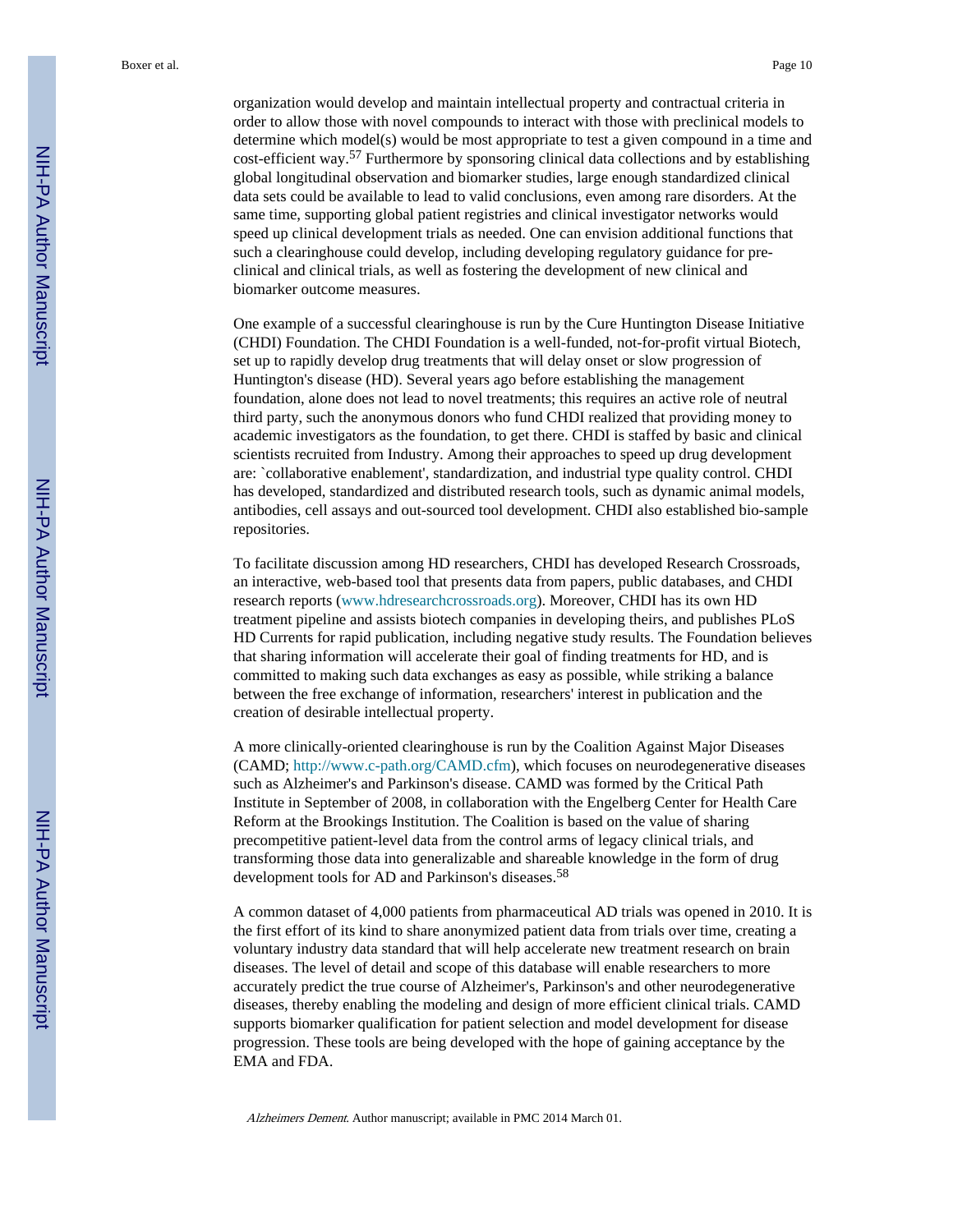organization would develop and maintain intellectual property and contractual criteria in order to allow those with novel compounds to interact with those with preclinical models to determine which model(s) would be most appropriate to test a given compound in a time and cost-efficient way.[57] Furthermore by sponsoring clinical data collections and by establishing global longitudinal observation and biomarker studies, large enough standardized clinical data sets could be available to lead to valid conclusions, even among rare disorders. At the same time, supporting global patient registries and clinical investigator networks would speed up clinical development trials as needed. One can envision additional functions that such a clearinghouse could develop, including developing regulatory guidance for pre-clinical and clinical trials, as well as fostering the development of new clinical and biomarker outcome measures.

One example of a successful clearinghouse is run by the Cure Huntington Disease Initiative (CHDI) Foundation. The CHDI Foundation is a well-funded, not-for-profit virtual Biotech, set up to rapidly develop drug treatments that will delay onset or slow progression of Huntington's disease (HD). Several years ago before establishing the management foundation, alone does not lead to novel treatments; this requires an active role of neutral third party, such the anonymous donors who fund CHDI realized that providing money to academic investigators as the foundation, to get there. CHDI is staffed by basic and clinical scientists recruited from Industry. Among their approaches to speed up drug development are: `collaborative enablement', standardization, and industrial type quality control. CHDI has developed, standardized and distributed research tools, such as dynamic animal models, antibodies, cell assays and out-sourced tool development. CHDI also established bio-sample repositories.

To facilitate discussion among HD researchers, CHDI has developed Research Crossroads, an interactive, web-based tool that presents data from papers, public databases, and CHDI research reports (www.hdresearchcrossroads.org). Moreover, CHDI has its own HD treatment pipeline and assists biotech companies in developing theirs, and publishes PLoS HD Currents for rapid publication, including negative study results. The Foundation believes that sharing information will accelerate their goal of finding treatments for HD, and is committed to making such data exchanges as easy as possible, while striking a balance between the free exchange of information, researchers' interest in publication and the creation of desirable intellectual property.

A more clinically-oriented clearinghouse is run by the Coalition Against Major Diseases (CAMD; http://www.c-path.org/CAMD.cfm), which focuses on neurodegenerative diseases such as Alzheimer's and Parkinson's disease. CAMD was formed by the Critical Path Institute in September of 2008, in collaboration with the Engelberg Center for Health Care Reform at the Brookings Institution. The Coalition is based on the value of sharing precompetitive patient-level data from the control arms of legacy clinical trials, and transforming those data into generalizable and shareable knowledge in the form of drug development tools for AD and Parkinson's diseases.[58]

A common dataset of 4,000 patients from pharmaceutical AD trials was opened in 2010. It is the first effort of its kind to share anonymized patient data from trials over time, creating a voluntary industry data standard that will help accelerate new treatment research on brain diseases. The level of detail and scope of this database will enable researchers to more accurately predict the true course of Alzheimer's, Parkinson's and other neurodegenerative diseases, thereby enabling the modeling and design of more efficient clinical trials. CAMD supports biomarker qualification for patient selection and model development for disease progression. These tools are being developed with the hope of gaining acceptance by the EMA and FDA.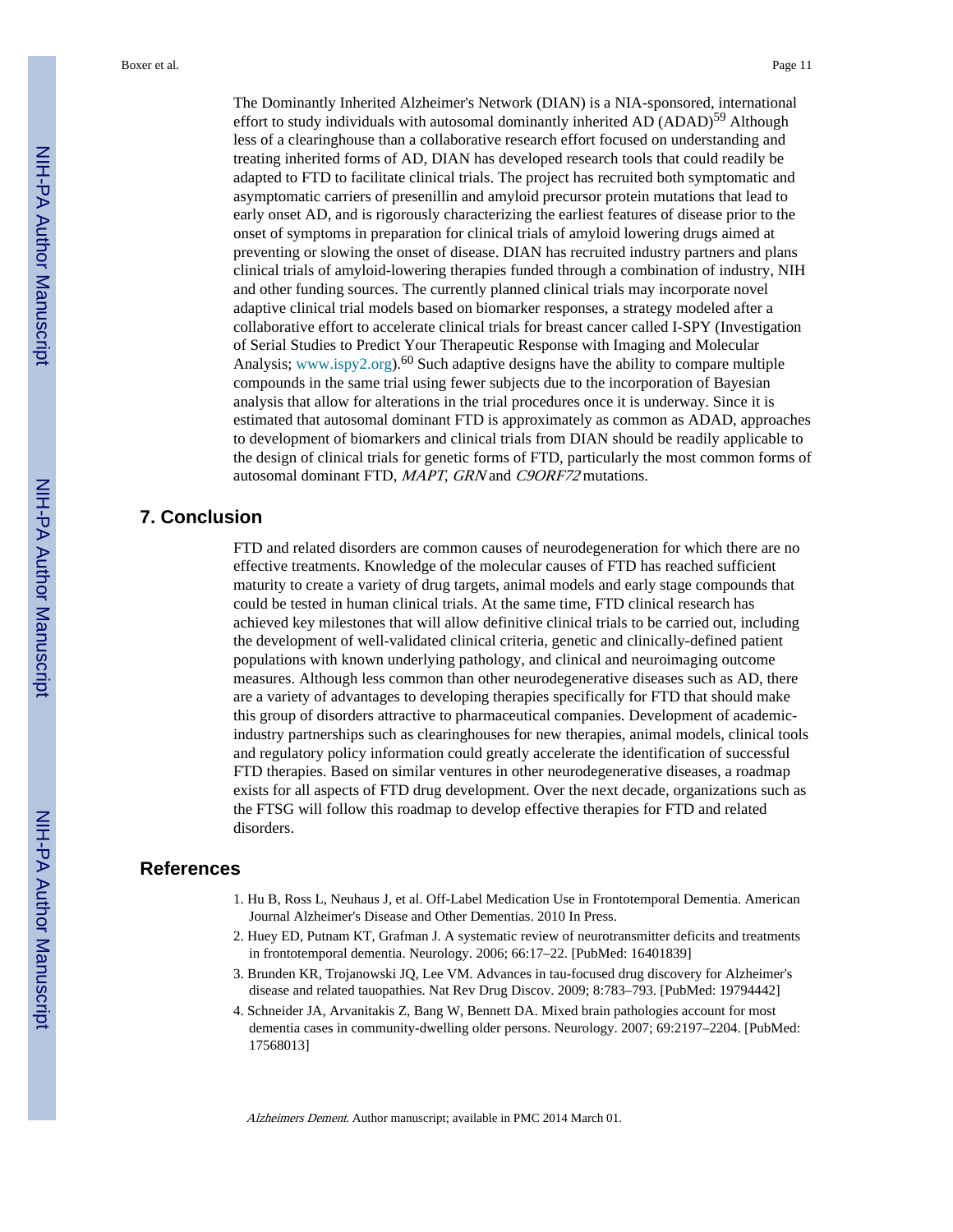The Dominantly Inherited Alzheimer's Network (DIAN) is a NIA-sponsored, international effort to study individuals with autosomal dominantly inherited AD (ADAD)[59] Although less of a clearinghouse than a collaborative research effort focused on understanding and treating inherited forms of AD, DIAN has developed research tools that could readily be adapted to FTD to facilitate clinical trials. The project has recruited both symptomatic and asymptomatic carriers of presenillin and amyloid precursor protein mutations that lead to early onset AD, and is rigorously characterizing the earliest features of disease prior to the onset of symptoms in preparation for clinical trials of amyloid lowering drugs aimed at preventing or slowing the onset of disease. DIAN has recruited industry partners and plans clinical trials of amyloid-lowering therapies funded through a combination of industry, NIH and other funding sources. The currently planned clinical trials may incorporate novel adaptive clinical trial models based on biomarker responses, a strategy modeled after a collaborative effort to accelerate clinical trials for breast cancer called I-SPY (Investigation of Serial Studies to Predict Your Therapeutic Response with Imaging and Molecular Analysis; www.ispy2.org).[60] Such adaptive designs have the ability to compare multiple compounds in the same trial using fewer subjects due to the incorporation of Bayesian analysis that allow for alterations in the trial procedures once it is underway. Since it is estimated that autosomal dominant FTD is approximately as common as ADAD, approaches to development of biomarkers and clinical trials from DIAN should be readily applicable to the design of clinical trials for genetic forms of FTD, particularly the most common forms of autosomal dominant FTD, *MAPT*, *GRN* and *C9ORF72* mutations.

## 7. Conclusion

FTD and related disorders are common causes of neurodegeneration for which there are no effective treatments. Knowledge of the molecular causes of FTD has reached sufficient maturity to create a variety of drug targets, animal models and early stage compounds that could be tested in human clinical trials. At the same time, FTD clinical research has achieved key milestones that will allow definitive clinical trials to be carried out, including the development of well-validated clinical criteria, genetic and clinically-defined patient populations with known underlying pathology, and clinical and neuroimaging outcome measures. Although less common than other neurodegenerative diseases such as AD, there are a variety of advantages to developing therapies specifically for FTD that should make this group of disorders attractive to pharmaceutical companies. Development of academic-industry partnerships such as clearinghouses for new therapies, animal models, clinical tools and regulatory policy information could greatly accelerate the identification of successful FTD therapies. Based on similar ventures in other neurodegenerative diseases, a roadmap exists for all aspects of FTD drug development. Over the next decade, organizations such as the FTSG will follow this roadmap to develop effective therapies for FTD and related disorders.

## References

1. Hu B, Ross L, Neuhaus J, et al. Off-Label Medication Use in Frontotemporal Dementia. American Journal Alzheimer's Disease and Other Dementias. 2010 In Press.
2. Huey ED, Putnam KT, Grafman J. A systematic review of neurotransmitter deficits and treatments in frontotemporal dementia. Neurology. 2006; 66:17–22. [PubMed: 16401839]
3. Brunden KR, Trojanowski JQ, Lee VM. Advances in tau-focused drug discovery for Alzheimer's disease and related tauopathies. Nat Rev Drug Discov. 2009; 8:783–793. [PubMed: 19794442]
4. Schneider JA, Arvanitakis Z, Bang W, Bennett DA. Mixed brain pathologies account for most dementia cases in community-dwelling older persons. Neurology. 2007; 69:2197–2204. [PubMed: 17568013]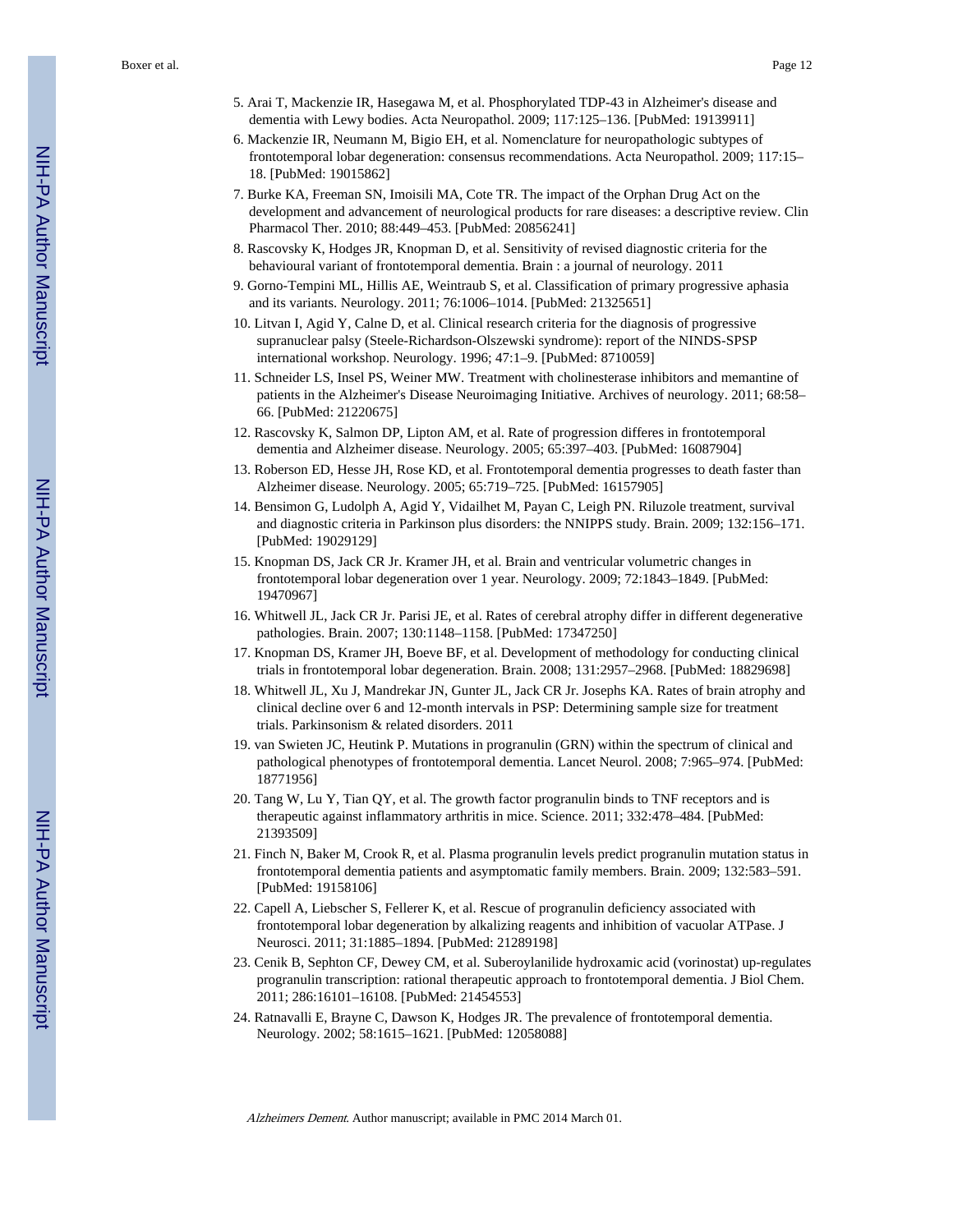5. Arai T, Mackenzie IR, Hasegawa M, et al. Phosphorylated TDP-43 in Alzheimer's disease and dementia with Lewy bodies. Acta Neuropathol. 2009; 117:125–136. [PubMed: 19139911]
6. Mackenzie IR, Neumann M, Bigio EH, et al. Nomenclature for neuropathologic subtypes of frontotemporal lobar degeneration: consensus recommendations. Acta Neuropathol. 2009; 117:15–18. [PubMed: 19015862]
7. Burke KA, Freeman SN, Imoisili MA, Cote TR. The impact of the Orphan Drug Act on the development and advancement of neurological products for rare diseases: a descriptive review. Clin Pharmacol Ther. 2010; 88:449–453. [PubMed: 20856241]
8. Rascovsky K, Hodges JR, Knopman D, et al. Sensitivity of revised diagnostic criteria for the behavioural variant of frontotemporal dementia. Brain : a journal of neurology. 2011
9. Gorno-Tempini ML, Hillis AE, Weintraub S, et al. Classification of primary progressive aphasia and its variants. Neurology. 2011; 76:1006–1014. [PubMed: 21325651]
10. Litvan I, Agid Y, Calne D, et al. Clinical research criteria for the diagnosis of progressive supranuclear palsy (Steele-Richardson-Olszewski syndrome): report of the NINDS-SPSP international workshop. Neurology. 1996; 47:1–9. [PubMed: 8710059]
11. Schneider LS, Insel PS, Weiner MW. Treatment with cholinesterase inhibitors and memantine of patients in the Alzheimer's Disease Neuroimaging Initiative. Archives of neurology. 2011; 68:58–66. [PubMed: 21220675]
12. Rascovsky K, Salmon DP, Lipton AM, et al. Rate of progression differes in frontotemporal dementia and Alzheimer disease. Neurology. 2005; 65:397–403. [PubMed: 16087904]
13. Roberson ED, Hesse JH, Rose KD, et al. Frontotemporal dementia progresses to death faster than Alzheimer disease. Neurology. 2005; 65:719–725. [PubMed: 16157905]
14. Bensimon G, Ludolph A, Agid Y, Vidailhet M, Payan C, Leigh PN. Riluzole treatment, survival and diagnostic criteria in Parkinson plus disorders: the NNIPPS study. Brain. 2009; 132:156–171. [PubMed: 19029129]
15. Knopman DS, Jack CR Jr. Kramer JH, et al. Brain and ventricular volumetric changes in frontotemporal lobar degeneration over 1 year. Neurology. 2009; 72:1843–1849. [PubMed: 19470967]
16. Whitwell JL, Jack CR Jr. Parisi JE, et al. Rates of cerebral atrophy differ in different degenerative pathologies. Brain. 2007; 130:1148–1158. [PubMed: 17347250]
17. Knopman DS, Kramer JH, Boeve BF, et al. Development of methodology for conducting clinical trials in frontotemporal lobar degeneration. Brain. 2008; 131:2957–2968. [PubMed: 18829698]
18. Whitwell JL, Xu J, Mandrekar JN, Gunter JL, Jack CR Jr. Josephs KA. Rates of brain atrophy and clinical decline over 6 and 12-month intervals in PSP: Determining sample size for treatment trials. Parkinsonism & related disorders. 2011
19. van Swieten JC, Heutink P. Mutations in progranulin (GRN) within the spectrum of clinical and pathological phenotypes of frontotemporal dementia. Lancet Neurol. 2008; 7:965–974. [PubMed: 18771956]
20. Tang W, Lu Y, Tian QY, et al. The growth factor progranulin binds to TNF receptors and is therapeutic against inflammatory arthritis in mice. Science. 2011; 332:478–484. [PubMed: 21393509]
21. Finch N, Baker M, Crook R, et al. Plasma progranulin levels predict progranulin mutation status in frontotemporal dementia patients and asymptomatic family members. Brain. 2009; 132:583–591. [PubMed: 19158106]
22. Capell A, Liebscher S, Fellerer K, et al. Rescue of progranulin deficiency associated with frontotemporal lobar degeneration by alkalizing reagents and inhibition of vacuolar ATPase. J Neurosci. 2011; 31:1885–1894. [PubMed: 21289198]
23. Cenik B, Sephton CF, Dewey CM, et al. Suberoylanilide hydroxamic acid (vorinostat) up-regulates progranulin transcription: rational therapeutic approach to frontotemporal dementia. J Biol Chem. 2011; 286:16101–16108. [PubMed: 21454553]
24. Ratnavalli E, Brayne C, Dawson K, Hodges JR. The prevalence of frontotemporal dementia. Neurology. 2002; 58:1615–1621. [PubMed: 12058088]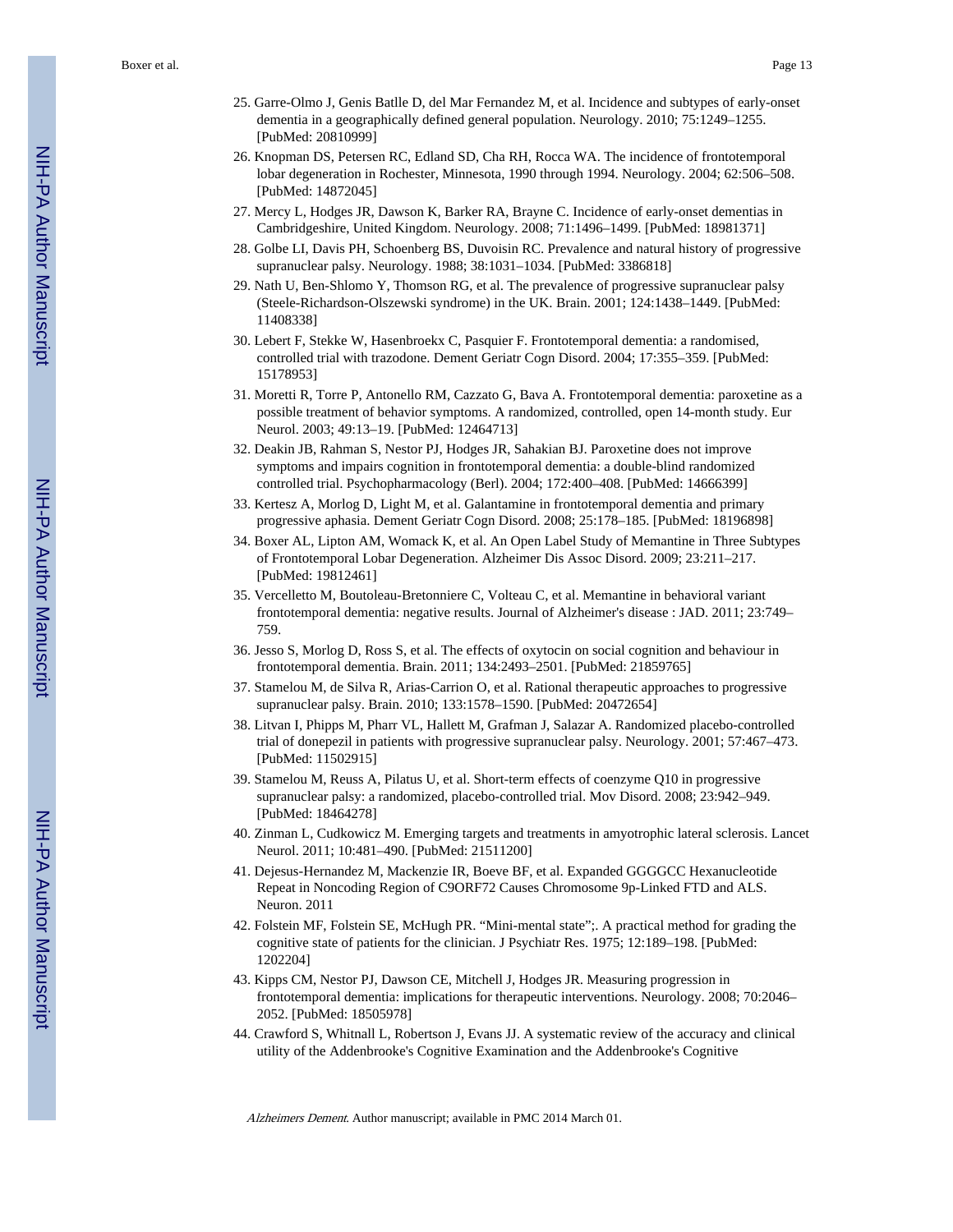25. Garre-Olmo J, Genis Batlle D, del Mar Fernandez M, et al. Incidence and subtypes of early-onset dementia in a geographically defined general population. Neurology. 2010; 75:1249–1255. [PubMed: 20810999]
26. Knopman DS, Petersen RC, Edland SD, Cha RH, Rocca WA. The incidence of frontotemporal lobar degeneration in Rochester, Minnesota, 1990 through 1994. Neurology. 2004; 62:506–508. [PubMed: 14872045]
27. Mercy L, Hodges JR, Dawson K, Barker RA, Brayne C. Incidence of early-onset dementias in Cambridgeshire, United Kingdom. Neurology. 2008; 71:1496–1499. [PubMed: 18981371]
28. Golbe LI, Davis PH, Schoenberg BS, Duvoisin RC. Prevalence and natural history of progressive supranuclear palsy. Neurology. 1988; 38:1031–1034. [PubMed: 3386818]
29. Nath U, Ben-Shlomo Y, Thomson RG, et al. The prevalence of progressive supranuclear palsy (Steele-Richardson-Olszewski syndrome) in the UK. Brain. 2001; 124:1438–1449. [PubMed: 11408338]
30. Lebert F, Stekke W, Hasenbroekx C, Pasquier F. Frontotemporal dementia: a randomised, controlled trial with trazodone. Dement Geriatr Cogn Disord. 2004; 17:355–359. [PubMed: 15178953]
31. Moretti R, Torre P, Antonello RM, Cazzato G, Bava A. Frontotemporal dementia: paroxetine as a possible treatment of behavior symptoms. A randomized, controlled, open 14-month study. Eur Neurol. 2003; 49:13–19. [PubMed: 12464713]
32. Deakin JB, Rahman S, Nestor PJ, Hodges JR, Sahakian BJ. Paroxetine does not improve symptoms and impairs cognition in frontotemporal dementia: a double-blind randomized controlled trial. Psychopharmacology (Berl). 2004; 172:400–408. [PubMed: 14666399]
33. Kertesz A, Morlog D, Light M, et al. Galantamine in frontotemporal dementia and primary progressive aphasia. Dement Geriatr Cogn Disord. 2008; 25:178–185. [PubMed: 18196898]
34. Boxer AL, Lipton AM, Womack K, et al. An Open Label Study of Memantine in Three Subtypes of Frontotemporal Lobar Degeneration. Alzheimer Dis Assoc Disord. 2009; 23:211–217. [PubMed: 19812461]
35. Vercelletto M, Boutoleau-Bretonniere C, Volteau C, et al. Memantine in behavioral variant frontotemporal dementia: negative results. Journal of Alzheimer's disease : JAD. 2011; 23:749–759.
36. Jesso S, Morlog D, Ross S, et al. The effects of oxytocin on social cognition and behaviour in frontotemporal dementia. Brain. 2011; 134:2493–2501. [PubMed: 21859765]
37. Stamelou M, de Silva R, Arias-Carrion O, et al. Rational therapeutic approaches to progressive supranuclear palsy. Brain. 2010; 133:1578–1590. [PubMed: 20472654]
38. Litvan I, Phipps M, Pharr VL, Hallett M, Grafman J, Salazar A. Randomized placebo-controlled trial of donepezil in patients with progressive supranuclear palsy. Neurology. 2001; 57:467–473. [PubMed: 11502915]
39. Stamelou M, Reuss A, Pilatus U, et al. Short-term effects of coenzyme Q10 in progressive supranuclear palsy: a randomized, placebo-controlled trial. Mov Disord. 2008; 23:942–949. [PubMed: 18464278]
40. Zinman L, Cudkowicz M. Emerging targets and treatments in amyotrophic lateral sclerosis. Lancet Neurol. 2011; 10:481–490. [PubMed: 21511200]
41. Dejesus-Hernandez M, Mackenzie IR, Boeve BF, et al. Expanded GGGGCC Hexanucleotide Repeat in Noncoding Region of C9ORF72 Causes Chromosome 9p-Linked FTD and ALS. Neuron. 2011
42. Folstein MF, Folstein SE, McHugh PR. "Mini-mental state";. A practical method for grading the cognitive state of patients for the clinician. J Psychiatr Res. 1975; 12:189–198. [PubMed: 1202204]
43. Kipps CM, Nestor PJ, Dawson CE, Mitchell J, Hodges JR. Measuring progression in frontotemporal dementia: implications for therapeutic interventions. Neurology. 2008; 70:2046–2052. [PubMed: 18505978]
44. Crawford S, Whitnall L, Robertson J, Evans JJ. A systematic review of the accuracy and clinical utility of the Addenbrooke's Cognitive Examination and the Addenbrooke's Cognitive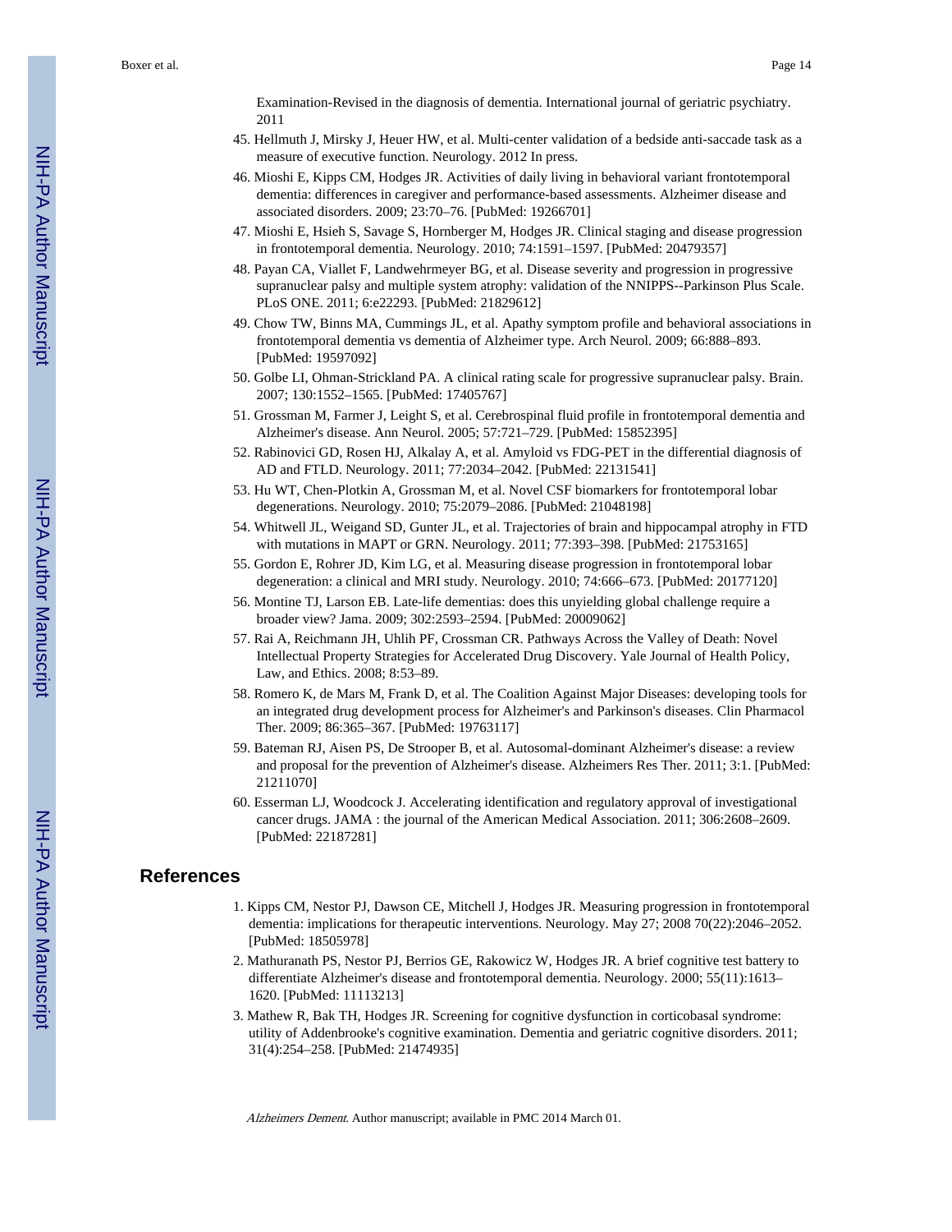Examination-Revised in the diagnosis of dementia. International journal of geriatric psychiatry. 2011

45. Hellmuth J, Mirsky J, Heuer HW, et al. Multi-center validation of a bedside anti-saccade task as a measure of executive function. Neurology. 2012 In press.
46. Mioshi E, Kipps CM, Hodges JR. Activities of daily living in behavioral variant frontotemporal dementia: differences in caregiver and performance-based assessments. Alzheimer disease and associated disorders. 2009; 23:70–76. [PubMed: 19266701]
47. Mioshi E, Hsieh S, Savage S, Hornberger M, Hodges JR. Clinical staging and disease progression in frontotemporal dementia. Neurology. 2010; 74:1591–1597. [PubMed: 20479357]
48. Payan CA, Viallet F, Landwehrmeyer BG, et al. Disease severity and progression in progressive supranuclear palsy and multiple system atrophy: validation of the NNIPPS--Parkinson Plus Scale. PLoS ONE. 2011; 6:e22293. [PubMed: 21829612]
49. Chow TW, Binns MA, Cummings JL, et al. Apathy symptom profile and behavioral associations in frontotemporal dementia vs dementia of Alzheimer type. Arch Neurol. 2009; 66:888–893. [PubMed: 19597092]
50. Golbe LI, Ohman-Strickland PA. A clinical rating scale for progressive supranuclear palsy. Brain. 2007; 130:1552–1565. [PubMed: 17405767]
51. Grossman M, Farmer J, Leight S, et al. Cerebrospinal fluid profile in frontotemporal dementia and Alzheimer's disease. Ann Neurol. 2005; 57:721–729. [PubMed: 15852395]
52. Rabinovici GD, Rosen HJ, Alkalay A, et al. Amyloid vs FDG-PET in the differential diagnosis of AD and FTLD. Neurology. 2011; 77:2034–2042. [PubMed: 22131541]
53. Hu WT, Chen-Plotkin A, Grossman M, et al. Novel CSF biomarkers for frontotemporal lobar degenerations. Neurology. 2010; 75:2079–2086. [PubMed: 21048198]
54. Whitwell JL, Weigand SD, Gunter JL, et al. Trajectories of brain and hippocampal atrophy in FTD with mutations in MAPT or GRN. Neurology. 2011; 77:393–398. [PubMed: 21753165]
55. Gordon E, Rohrer JD, Kim LG, et al. Measuring disease progression in frontotemporal lobar degeneration: a clinical and MRI study. Neurology. 2010; 74:666–673. [PubMed: 20177120]
56. Montine TJ, Larson EB. Late-life dementias: does this unyielding global challenge require a broader view? Jama. 2009; 302:2593–2594. [PubMed: 20009062]
57. Rai A, Reichmann JH, Uhlih PF, Crossman CR. Pathways Across the Valley of Death: Novel Intellectual Property Strategies for Accelerated Drug Discovery. Yale Journal of Health Policy, Law, and Ethics. 2008; 8:53–89.
58. Romero K, de Mars M, Frank D, et al. The Coalition Against Major Diseases: developing tools for an integrated drug development process for Alzheimer's and Parkinson's diseases. Clin Pharmacol Ther. 2009; 86:365–367. [PubMed: 19763117]
59. Bateman RJ, Aisen PS, De Strooper B, et al. Autosomal-dominant Alzheimer's disease: a review and proposal for the prevention of Alzheimer's disease. Alzheimers Res Ther. 2011; 3:1. [PubMed: 21211070]
60. Esserman LJ, Woodcock J. Accelerating identification and regulatory approval of investigational cancer drugs. JAMA : the journal of the American Medical Association. 2011; 306:2608–2609. [PubMed: 22187281]

## References

1. Kipps CM, Nestor PJ, Dawson CE, Mitchell J, Hodges JR. Measuring progression in frontotemporal dementia: implications for therapeutic interventions. Neurology. May 27; 2008 70(22):2046–2052. [PubMed: 18505978]
2. Mathuranath PS, Nestor PJ, Berrios GE, Rakowicz W, Hodges JR. A brief cognitive test battery to differentiate Alzheimer's disease and frontotemporal dementia. Neurology. 2000; 55(11):1613–1620. [PubMed: 11113213]
3. Mathew R, Bak TH, Hodges JR. Screening for cognitive dysfunction in corticobasal syndrome: utility of Addenbrooke's cognitive examination. Dementia and geriatric cognitive disorders. 2011; 31(4):254–258. [PubMed: 21474935]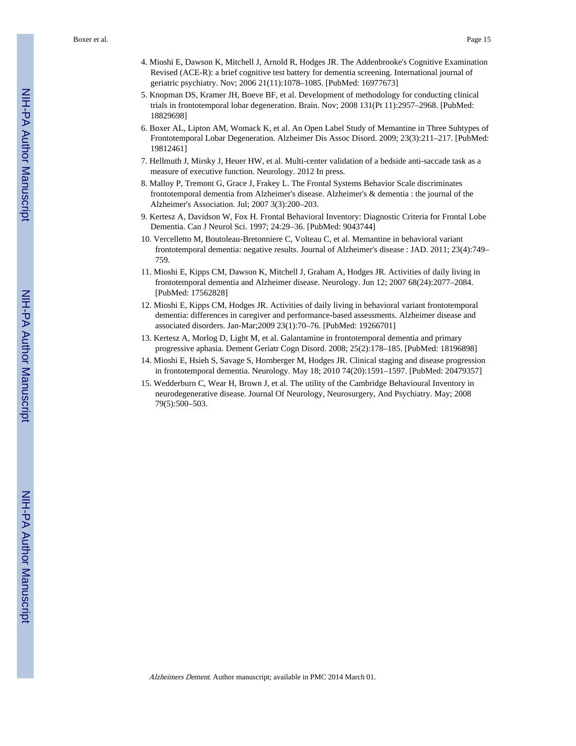4. Mioshi E, Dawson K, Mitchell J, Arnold R, Hodges JR. The Addenbrooke's Cognitive Examination Revised (ACE-R): a brief cognitive test battery for dementia screening. International journal of geriatric psychiatry. Nov; 2006 21(11):1078–1085. [PubMed: 16977673]
5. Knopman DS, Kramer JH, Boeve BF, et al. Development of methodology for conducting clinical trials in frontotemporal lobar degeneration. Brain. Nov; 2008 131(Pt 11):2957–2968. [PubMed: 18829698]
6. Boxer AL, Lipton AM, Womack K, et al. An Open Label Study of Memantine in Three Subtypes of Frontotemporal Lobar Degeneration. Alzheimer Dis Assoc Disord. 2009; 23(3):211–217. [PubMed: 19812461]
7. Hellmuth J, Mirsky J, Heuer HW, et al. Multi-center validation of a bedside anti-saccade task as a measure of executive function. Neurology. 2012 In press.
8. Malloy P, Tremont G, Grace J, Frakey L. The Frontal Systems Behavior Scale discriminates frontotemporal dementia from Alzheimer's disease. Alzheimer's & dementia : the journal of the Alzheimer's Association. Jul; 2007 3(3):200–203.
9. Kertesz A, Davidson W, Fox H. Frontal Behavioral Inventory: Diagnostic Criteria for Frontal Lobe Dementia. Can J Neurol Sci. 1997; 24:29–36. [PubMed: 9043744]
10. Vercelletto M, Boutoleau-Bretonniere C, Volteau C, et al. Memantine in behavioral variant frontotemporal dementia: negative results. Journal of Alzheimer's disease : JAD. 2011; 23(4):749–759.
11. Mioshi E, Kipps CM, Dawson K, Mitchell J, Graham A, Hodges JR. Activities of daily living in frontotemporal dementia and Alzheimer disease. Neurology. Jun 12; 2007 68(24):2077–2084. [PubMed: 17562828]
12. Mioshi E, Kipps CM, Hodges JR. Activities of daily living in behavioral variant frontotemporal dementia: differences in caregiver and performance-based assessments. Alzheimer disease and associated disorders. Jan-Mar;2009 23(1):70–76. [PubMed: 19266701]
13. Kertesz A, Morlog D, Light M, et al. Galantamine in frontotemporal dementia and primary progressive aphasia. Dement Geriatr Cogn Disord. 2008; 25(2):178–185. [PubMed: 18196898]
14. Mioshi E, Hsieh S, Savage S, Hornberger M, Hodges JR. Clinical staging and disease progression in frontotemporal dementia. Neurology. May 18; 2010 74(20):1591–1597. [PubMed: 20479357]
15. Wedderburn C, Wear H, Brown J, et al. The utility of the Cambridge Behavioural Inventory in neurodegenerative disease. Journal Of Neurology, Neurosurgery, And Psychiatry. May; 2008 79(5):500–503.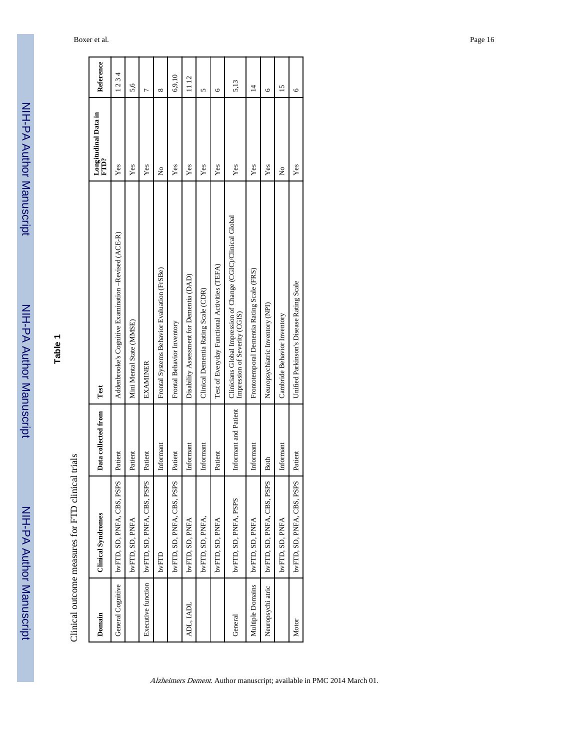# Table 1

Clinical outcome measures for FTD clinical trials

| Domain | Clinical Syndromes | Data collected from | Test | Longitudinal Data in FTD? | Reference |
|---|---|---|---|---|---|
| General Cognitive | bvFTD, SD, PNFA, CBS, PSPS | Patient | Addenbrooke's Cognitive Examination –Revised (ACE-R) | Yes | 1 2 3 4 |
| | bvFTD, SD, PNFA | Patient | Mini Mental State (MMSE) | Yes | 5,6 |
| Executive function | bvFTD, SD, PNFA, CBS, PSPS | Patient | EXAMINER | Yes | 7 |
| | bvFTD | Informant | Frontal Systems Behavior Evaluation (FrSBe) | No | 8 |
| | bvFTD, SD, PNFA, CBS, PSPS | Patient | Frontal Behavior Inventory | Yes | 6,9,10 |
| ADL, IADL | bvFTD, SD, PNFA | Informant | Disability Assessment for Dementia (DAD) | Yes | 11 12 |
| | bvFTD, SD, PNFA, | Informant | Clinical Dementia Rating Scale (CDR) | Yes | 5 |
| | bvFTD, SD, PNFA | Patient | Test of Everyday Functional Activities (TEFA) | Yes | 6 |
| General | bvFTD, SD, PNFA, PSPS | Informant and Patient | Clinicians Global Impression of Change (CGIC)/Clinical Global Impression of Severity (CGIS) | Yes | 5,13 |
| Multiple Domains | bvFTD, SD, PNFA | Informant | Frontotemporal Dementia Rating Scale (FRS) | Yes | 14 |
| Neuropsychi atric | bvFTD, SD, PNFA, CBS, PSPS | Both | Neuropsychiatric Inventory (NPI) | Yes | 6 |
| | bvFTD, SD, PNFA | Informant | Cambride Behavior Inventory | No | 15 |
| Motor | bvFTD, SD, PNFA, CBS, PSPS | Patient | Unified Parkinson's Disease Rating Scale | Yes | 6 |